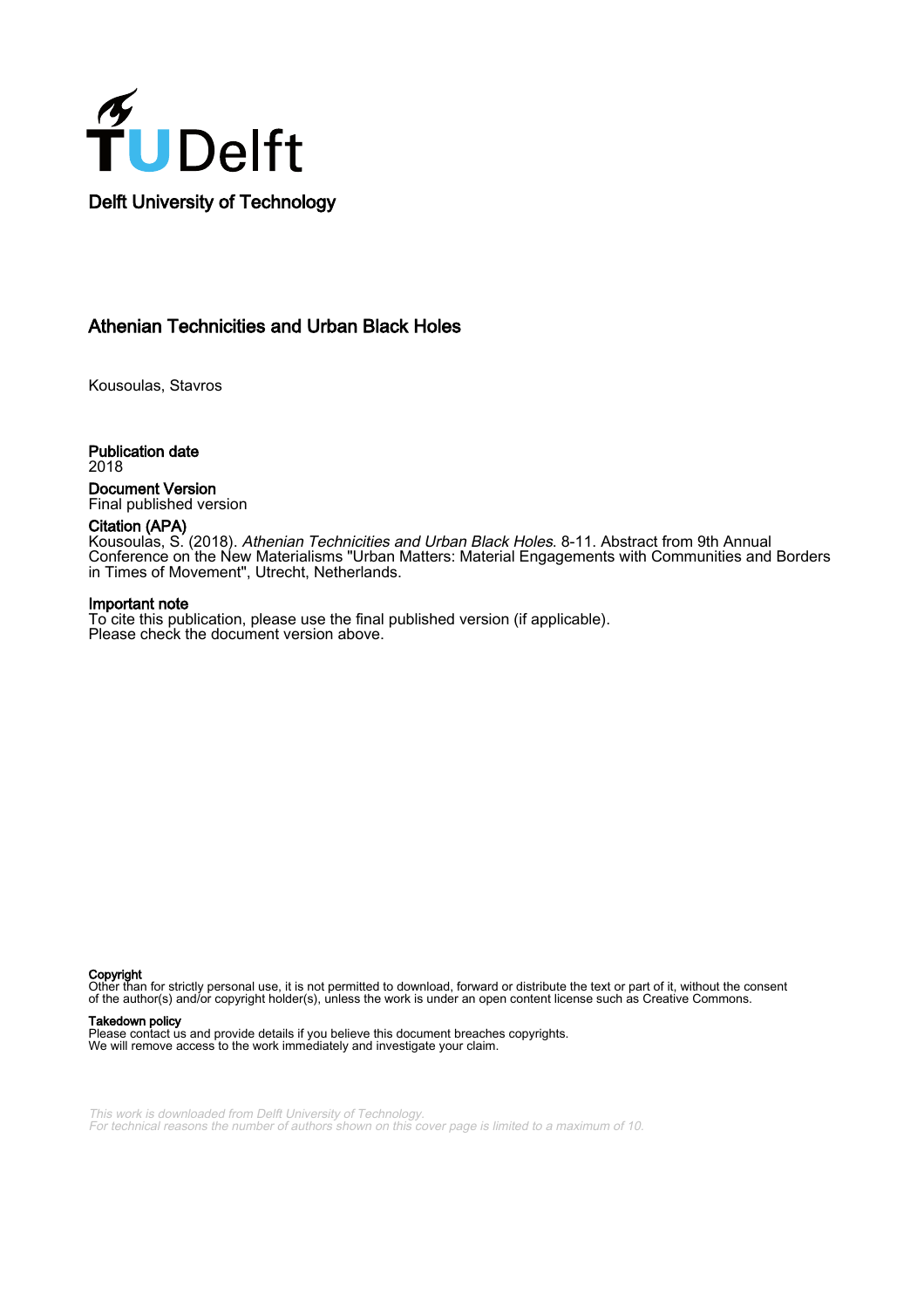Delft University of Technology

# Athenian Technicities and Urban Black Holes

Kousoulas, Stavros

**Publication date**
2018

**Document Version**
Final published version

**Citation (APA)**
Kousoulas, S. (2018). *Athenian Technicities and Urban Black Holes*. 8-11. Abstract from 9th Annual Conference on the New Materialisms "Urban Matters: Material Engagements with Communities and Borders in Times of Movement", Utrecht, Netherlands.

**Important note**
To cite this publication, please use the final published version (if applicable).
Please check the document version above.

**Copyright**
Other than for strictly personal use, it is not permitted to download, forward or distribute the text or part of it, without the consent of the author(s) and/or copyright holder(s), unless the work is under an open content license such as Creative Commons.

**Takedown policy**
Please contact us and provide details if you believe this document breaches copyrights.
We will remove access to the work immediately and investigate your claim.

*This work is downloaded from Delft University of Technology.*
*For technical reasons the number of authors shown on this cover page is limited to a maximum of 10.*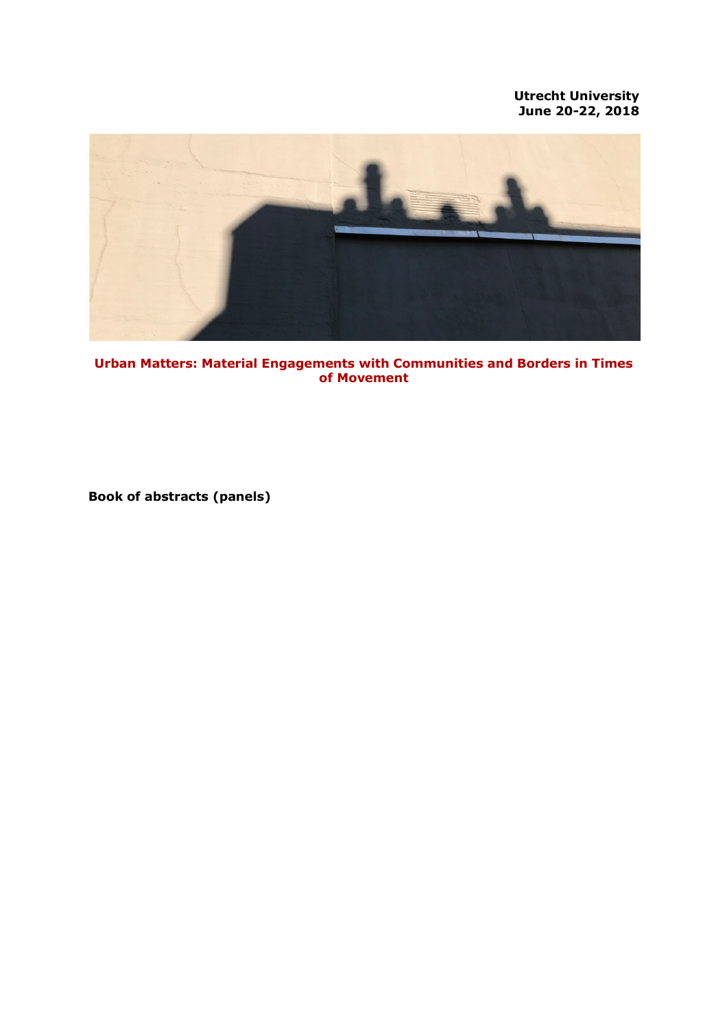**Utrecht University**
**June 20-22, 2018**

# Urban Matters: Material Engagements with Communities and Borders in Times of Movement

**Book of abstracts (panels)**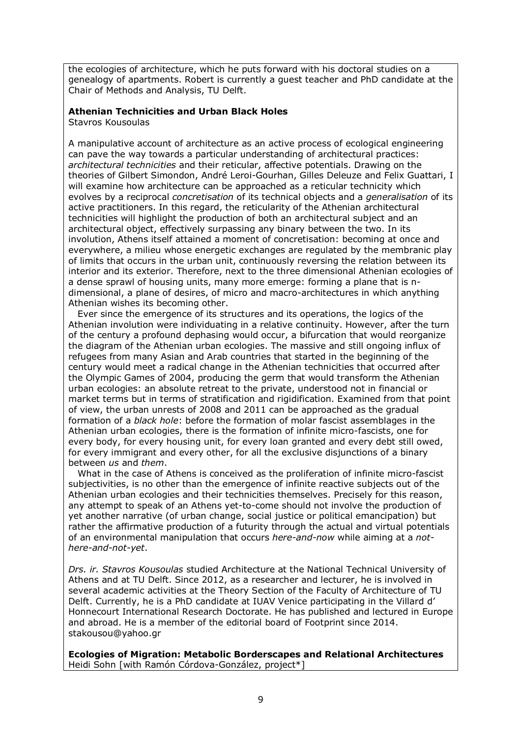the ecologies of architecture, which he puts forward with his doctoral studies on a genealogy of apartments. Robert is currently a guest teacher and PhD candidate at the Chair of Methods and Analysis, TU Delft.

**Athenian Technicities and Urban Black Holes**
Stavros Kousoulas

A manipulative account of architecture as an active process of ecological engineering can pave the way towards a particular understanding of architectural practices: *architectural technicities* and their reticular, affective potentials. Drawing on the theories of Gilbert Simondon, André Leroi-Gourhan, Gilles Deleuze and Felix Guattari, I will examine how architecture can be approached as a reticular technicity which evolves by a reciprocal *concretisation* of its technical objects and a *generalisation* of its active practitioners. In this regard, the reticularity of the Athenian architectural technicities will highlight the production of both an architectural subject and an architectural object, effectively surpassing any binary between the two. In its involution, Athens itself attained a moment of concretisation: becoming at once and everywhere, a milieu whose energetic exchanges are regulated by the membranic play of limits that occurs in the urban unit, continuously reversing the relation between its interior and its exterior. Therefore, next to the three dimensional Athenian ecologies of a dense sprawl of housing units, many more emerge: forming a plane that is n-dimensional, a plane of desires, of micro and macro-architectures in which anything Athenian wishes its becoming other.

Ever since the emergence of its structures and its operations, the logics of the Athenian involution were individuating in a relative continuity. However, after the turn of the century a profound dephasing would occur, a bifurcation that would reorganize the diagram of the Athenian urban ecologies. The massive and still ongoing influx of refugees from many Asian and Arab countries that started in the beginning of the century would meet a radical change in the Athenian technicities that occurred after the Olympic Games of 2004, producing the germ that would transform the Athenian urban ecologies: an absolute retreat to the private, understood not in financial or market terms but in terms of stratification and rigidification. Examined from that point of view, the urban unrests of 2008 and 2011 can be approached as the gradual formation of a *black hole*: before the formation of molar fascist assemblages in the Athenian urban ecologies, there is the formation of infinite micro-fascists, one for every body, for every housing unit, for every loan granted and every debt still owed, for every immigrant and every other, for all the exclusive disjunctions of a binary between *us* and *them*.

What in the case of Athens is conceived as the proliferation of infinite micro-fascist subjectivities, is no other than the emergence of infinite reactive subjects out of the Athenian urban ecologies and their technicities themselves. Precisely for this reason, any attempt to speak of an Athens yet-to-come should not involve the production of yet another narrative (of urban change, social justice or political emancipation) but rather the affirmative production of a futurity through the actual and virtual potentials of an environmental manipulation that occurs *here-and-now* while aiming at a *not-here-and-not-yet*.

*Drs. ir. Stavros Kousoulas* studied Architecture at the National Technical University of Athens and at TU Delft. Since 2012, as a researcher and lecturer, he is involved in several academic activities at the Theory Section of the Faculty of Architecture of TU Delft. Currently, he is a PhD candidate at IUAV Venice participating in the Villard d' Honnecourt International Research Doctorate. He has published and lectured in Europe and abroad. He is a member of the editorial board of Footprint since 2014. stakousou@yahoo.gr

**Ecologies of Migration: Metabolic Borderscapes and Relational Architectures**
Heidi Sohn [with Ramón Córdova-González, project*]